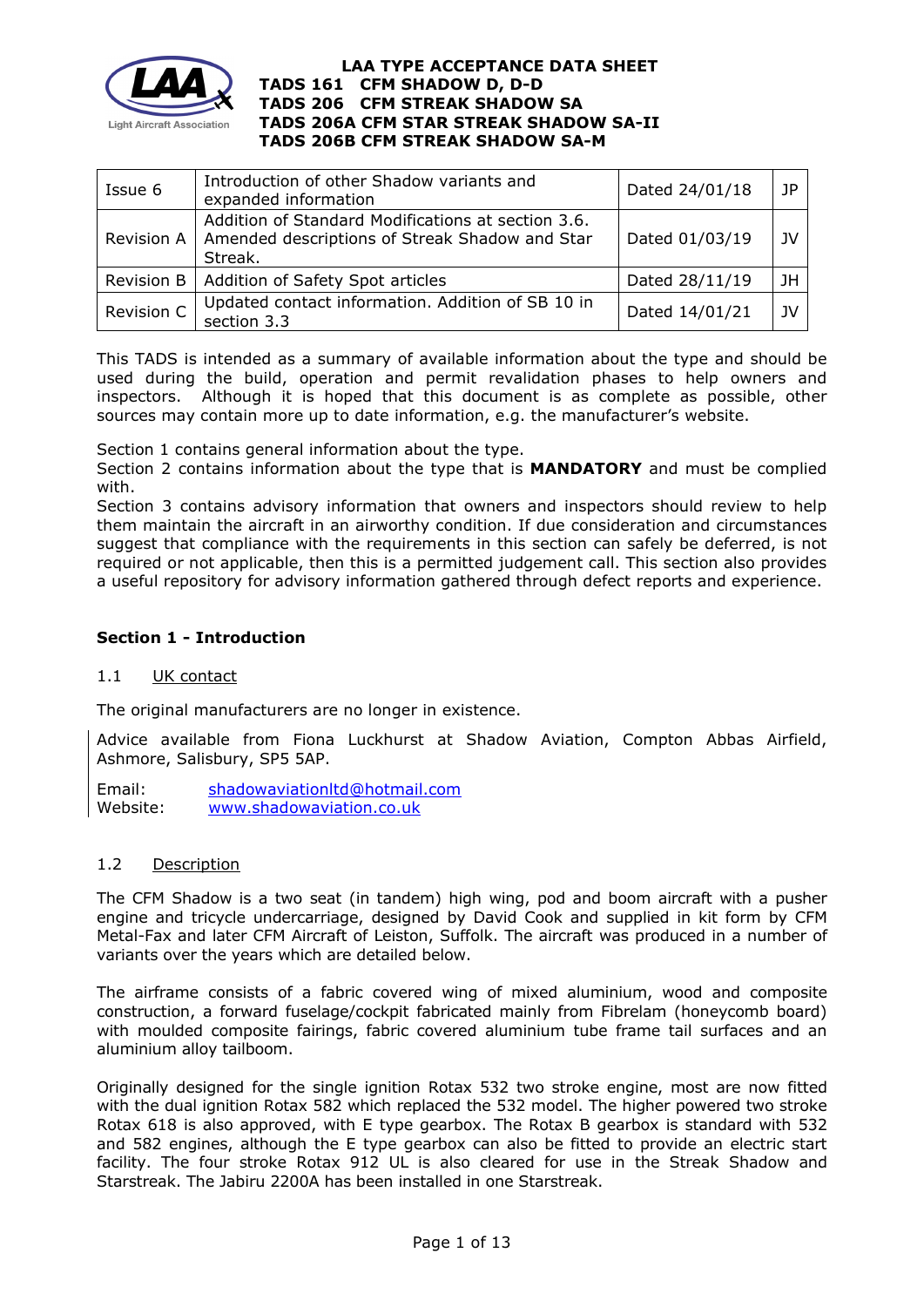# LAA TYPE ACCEPTANCE DATA SHEET

**TADS 161 CFM SHADOW D, D-D**
**TADS 206 CFM STREAK SHADOW SA**
**TADS 206A CFM STAR STREAK SHADOW SA-II**
**TADS 206B CFM STREAK SHADOW SA-M**

| | | | |
|---|---|---|---|
| Issue 6 | Introduction of other Shadow variants and expanded information | Dated 24/01/18 | JP |
| Revision A | Addition of Standard Modifications at section 3.6. Amended descriptions of Streak Shadow and Star Streak. | Dated 01/03/19 | JV |
| Revision B | Addition of Safety Spot articles | Dated 28/11/19 | JH |
| Revision C | Updated contact information. Addition of SB 10 in section 3.3 | Dated 14/01/21 | JV |

This TADS is intended as a summary of available information about the type and should be used during the build, operation and permit revalidation phases to help owners and inspectors. Although it is hoped that this document is as complete as possible, other sources may contain more up to date information, e.g. the manufacturer's website.

Section 1 contains general information about the type.
Section 2 contains information about the type that is **MANDATORY** and must be complied with.
Section 3 contains advisory information that owners and inspectors should review to help them maintain the aircraft in an airworthy condition. If due consideration and circumstances suggest that compliance with the requirements in this section can safely be deferred, is not required or not applicable, then this is a permitted judgement call. This section also provides a useful repository for advisory information gathered through defect reports and experience.

## Section 1 - Introduction

### 1.1 UK contact

The original manufacturers are no longer in existence.

Advice available from Fiona Luckhurst at Shadow Aviation, Compton Abbas Airfield, Ashmore, Salisbury, SP5 5AP.

Email: shadowaviationltd@hotmail.com
Website: www.shadowaviation.co.uk

### 1.2 Description

The CFM Shadow is a two seat (in tandem) high wing, pod and boom aircraft with a pusher engine and tricycle undercarriage, designed by David Cook and supplied in kit form by CFM Metal-Fax and later CFM Aircraft of Leiston, Suffolk. The aircraft was produced in a number of variants over the years which are detailed below.

The airframe consists of a fabric covered wing of mixed aluminium, wood and composite construction, a forward fuselage/cockpit fabricated mainly from Fibrelam (honeycomb board) with moulded composite fairings, fabric covered aluminium tube frame tail surfaces and an aluminium alloy tailboom.

Originally designed for the single ignition Rotax 532 two stroke engine, most are now fitted with the dual ignition Rotax 582 which replaced the 532 model. The higher powered two stroke Rotax 618 is also approved, with E type gearbox. The Rotax B gearbox is standard with 532 and 582 engines, although the E type gearbox can also be fitted to provide an electric start facility. The four stroke Rotax 912 UL is also cleared for use in the Streak Shadow and Starstreak. The Jabiru 2200A has been installed in one Starstreak.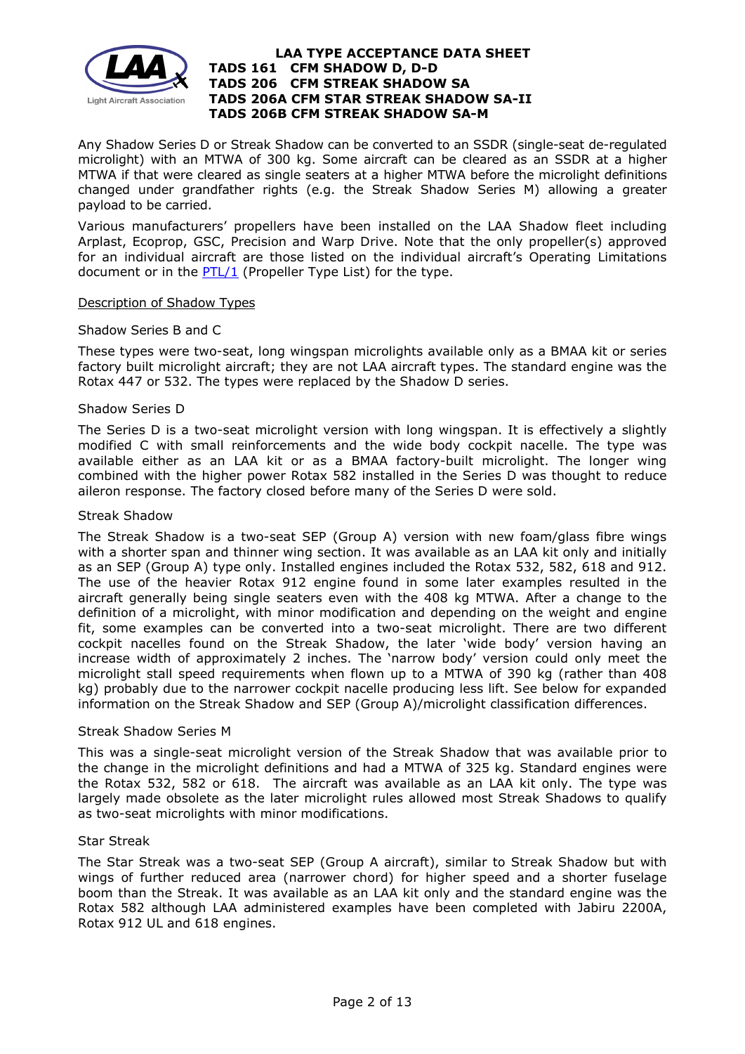Any Shadow Series D or Streak Shadow can be converted to an SSDR (single-seat de-regulated microlight) with an MTWA of 300 kg. Some aircraft can be cleared as an SSDR at a higher MTWA if that were cleared as single seaters at a higher MTWA before the microlight definitions changed under grandfather rights (e.g. the Streak Shadow Series M) allowing a greater payload to be carried.

Various manufacturers' propellers have been installed on the LAA Shadow fleet including Arplast, Ecoprop, GSC, Precision and Warp Drive. Note that the only propeller(s) approved for an individual aircraft are those listed on the individual aircraft's Operating Limitations document or in the PTL/1 (Propeller Type List) for the type.

## Description of Shadow Types

### Shadow Series B and C

These types were two-seat, long wingspan microlights available only as a BMAA kit or series factory built microlight aircraft; they are not LAA aircraft types. The standard engine was the Rotax 447 or 532. The types were replaced by the Shadow D series.

### Shadow Series D

The Series D is a two-seat microlight version with long wingspan. It is effectively a slightly modified C with small reinforcements and the wide body cockpit nacelle. The type was available either as an LAA kit or as a BMAA factory-built microlight. The longer wing combined with the higher power Rotax 582 installed in the Series D was thought to reduce aileron response. The factory closed before many of the Series D were sold.

### Streak Shadow

The Streak Shadow is a two-seat SEP (Group A) version with new foam/glass fibre wings with a shorter span and thinner wing section. It was available as an LAA kit only and initially as an SEP (Group A) type only. Installed engines included the Rotax 532, 582, 618 and 912. The use of the heavier Rotax 912 engine found in some later examples resulted in the aircraft generally being single seaters even with the 408 kg MTWA. After a change to the definition of a microlight, with minor modification and depending on the weight and engine fit, some examples can be converted into a two-seat microlight. There are two different cockpit nacelles found on the Streak Shadow, the later 'wide body' version having an increase width of approximately 2 inches. The 'narrow body' version could only meet the microlight stall speed requirements when flown up to a MTWA of 390 kg (rather than 408 kg) probably due to the narrower cockpit nacelle producing less lift. See below for expanded information on the Streak Shadow and SEP (Group A)/microlight classification differences.

### Streak Shadow Series M

This was a single-seat microlight version of the Streak Shadow that was available prior to the change in the microlight definitions and had a MTWA of 325 kg. Standard engines were the Rotax 532, 582 or 618. The aircraft was available as an LAA kit only. The type was largely made obsolete as the later microlight rules allowed most Streak Shadows to qualify as two-seat microlights with minor modifications.

### Star Streak

The Star Streak was a two-seat SEP (Group A aircraft), similar to Streak Shadow but with wings of further reduced area (narrower chord) for higher speed and a shorter fuselage boom than the Streak. It was available as an LAA kit only and the standard engine was the Rotax 582 although LAA administered examples have been completed with Jabiru 2200A, Rotax 912 UL and 618 engines.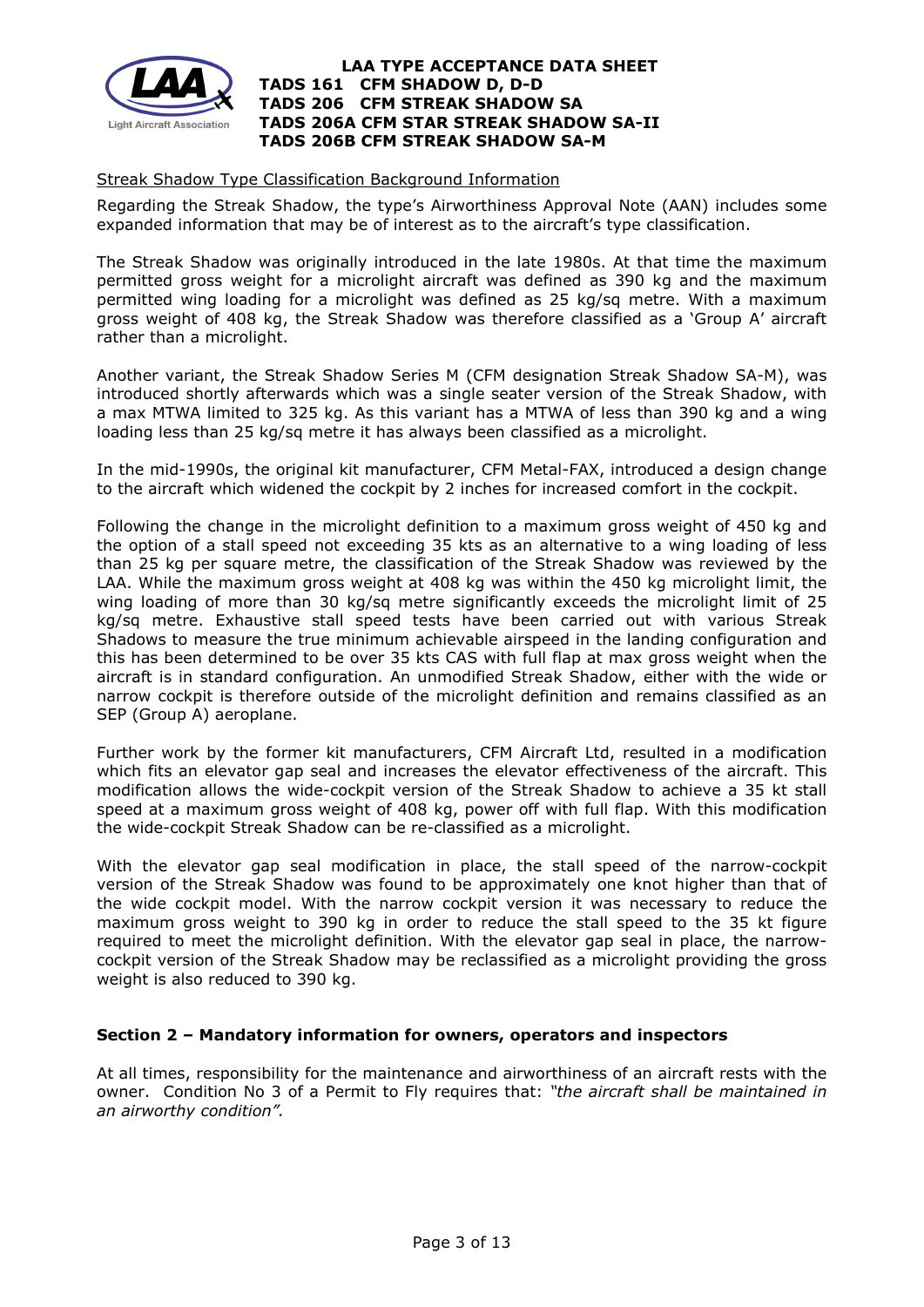Streak Shadow Type Classification Background Information

Regarding the Streak Shadow, the type's Airworthiness Approval Note (AAN) includes some expanded information that may be of interest as to the aircraft's type classification.

The Streak Shadow was originally introduced in the late 1980s. At that time the maximum permitted gross weight for a microlight aircraft was defined as 390 kg and the maximum permitted wing loading for a microlight was defined as 25 kg/sq metre. With a maximum gross weight of 408 kg, the Streak Shadow was therefore classified as a 'Group A' aircraft rather than a microlight.

Another variant, the Streak Shadow Series M (CFM designation Streak Shadow SA-M), was introduced shortly afterwards which was a single seater version of the Streak Shadow, with a max MTWA limited to 325 kg. As this variant has a MTWA of less than 390 kg and a wing loading less than 25 kg/sq metre it has always been classified as a microlight.

In the mid-1990s, the original kit manufacturer, CFM Metal-FAX, introduced a design change to the aircraft which widened the cockpit by 2 inches for increased comfort in the cockpit.

Following the change in the microlight definition to a maximum gross weight of 450 kg and the option of a stall speed not exceeding 35 kts as an alternative to a wing loading of less than 25 kg per square metre, the classification of the Streak Shadow was reviewed by the LAA. While the maximum gross weight at 408 kg was within the 450 kg microlight limit, the wing loading of more than 30 kg/sq metre significantly exceeds the microlight limit of 25 kg/sq metre. Exhaustive stall speed tests have been carried out with various Streak Shadows to measure the true minimum achievable airspeed in the landing configuration and this has been determined to be over 35 kts CAS with full flap at max gross weight when the aircraft is in standard configuration. An unmodified Streak Shadow, either with the wide or narrow cockpit is therefore outside of the microlight definition and remains classified as an SEP (Group A) aeroplane.

Further work by the former kit manufacturers, CFM Aircraft Ltd, resulted in a modification which fits an elevator gap seal and increases the elevator effectiveness of the aircraft. This modification allows the wide-cockpit version of the Streak Shadow to achieve a 35 kt stall speed at a maximum gross weight of 408 kg, power off with full flap. With this modification the wide-cockpit Streak Shadow can be re-classified as a microlight.

With the elevator gap seal modification in place, the stall speed of the narrow-cockpit version of the Streak Shadow was found to be approximately one knot higher than that of the wide cockpit model. With the narrow cockpit version it was necessary to reduce the maximum gross weight to 390 kg in order to reduce the stall speed to the 35 kt figure required to meet the microlight definition. With the elevator gap seal in place, the narrow-cockpit version of the Streak Shadow may be reclassified as a microlight providing the gross weight is also reduced to 390 kg.

## Section 2 – Mandatory information for owners, operators and inspectors

At all times, responsibility for the maintenance and airworthiness of an aircraft rests with the owner. Condition No 3 of a Permit to Fly requires that: *"the aircraft shall be maintained in an airworthy condition".*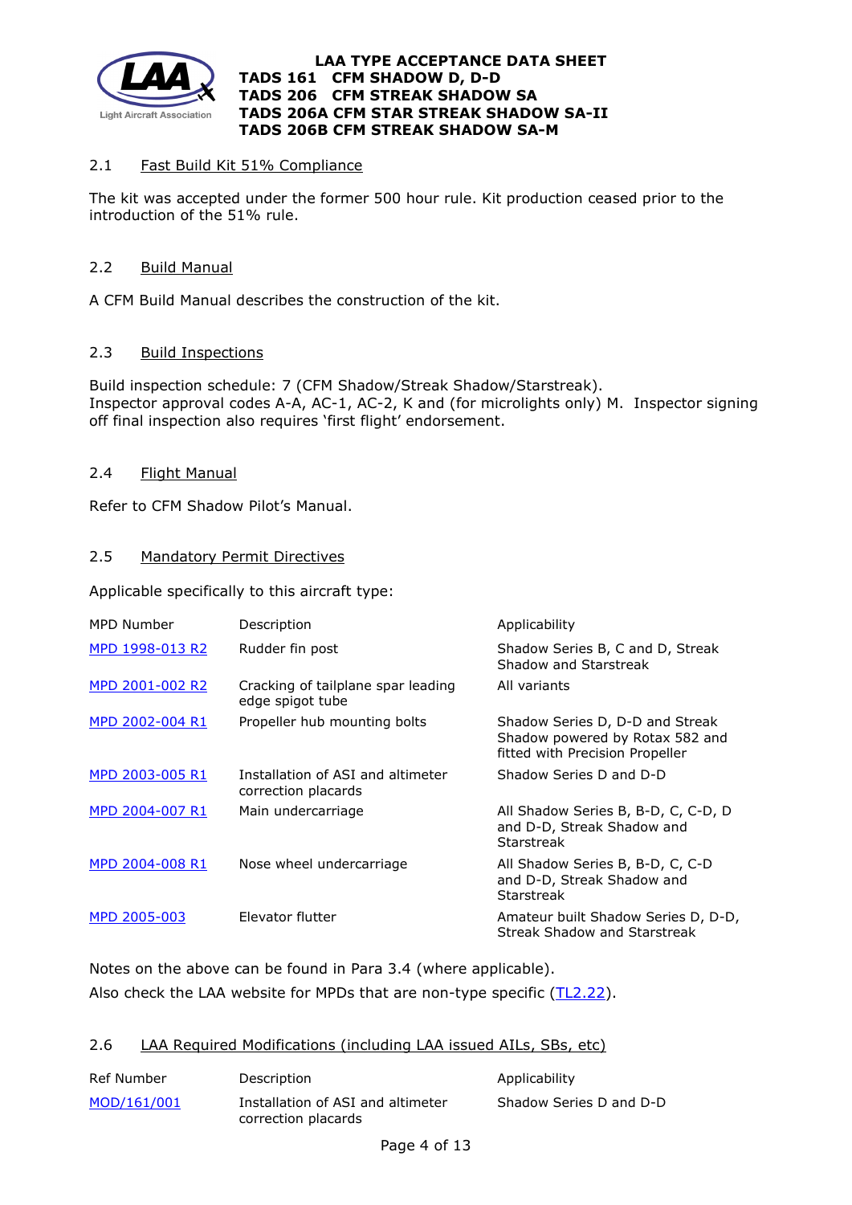### 2.1 Fast Build Kit 51% Compliance

The kit was accepted under the former 500 hour rule. Kit production ceased prior to the introduction of the 51% rule.

### 2.2 Build Manual

A CFM Build Manual describes the construction of the kit.

### 2.3 Build Inspections

Build inspection schedule: 7 (CFM Shadow/Streak Shadow/Starstreak).
Inspector approval codes A-A, AC-1, AC-2, K and (for microlights only) M. Inspector signing off final inspection also requires 'first flight' endorsement.

### 2.4 Flight Manual

Refer to CFM Shadow Pilot's Manual.

### 2.5 Mandatory Permit Directives

Applicable specifically to this aircraft type:

| MPD Number | Description | Applicability |
|---|---|---|
| MPD 1998-013 R2 | Rudder fin post | Shadow Series B, C and D, Streak Shadow and Starstreak |
| MPD 2001-002 R2 | Cracking of tailplane spar leading edge spigot tube | All variants |
| MPD 2002-004 R1 | Propeller hub mounting bolts | Shadow Series D, D-D and Streak Shadow powered by Rotax 582 and fitted with Precision Propeller |
| MPD 2003-005 R1 | Installation of ASI and altimeter correction placards | Shadow Series D and D-D |
| MPD 2004-007 R1 | Main undercarriage | All Shadow Series B, B-D, C, C-D, D and D-D, Streak Shadow and Starstreak |
| MPD 2004-008 R1 | Nose wheel undercarriage | All Shadow Series B, B-D, C, C-D and D-D, Streak Shadow and Starstreak |
| MPD 2005-003 | Elevator flutter | Amateur built Shadow Series D, D-D, Streak Shadow and Starstreak |

Notes on the above can be found in Para 3.4 (where applicable).
Also check the LAA website for MPDs that are non-type specific (TL2.22).

### 2.6 LAA Required Modifications (including LAA issued AILs, SBs, etc)

| Ref Number | Description | Applicability |
|---|---|---|
| MOD/161/001 | Installation of ASI and altimeter correction placards | Shadow Series D and D-D |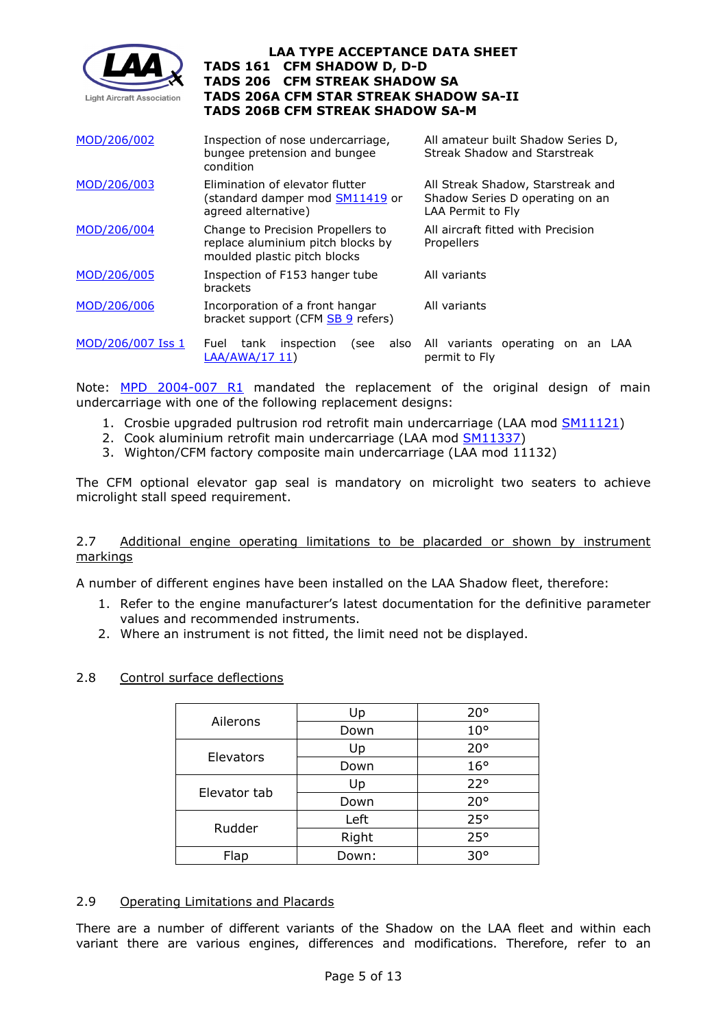| | | |
|---|---|---|
| MOD/206/002 | Inspection of nose undercarriage, bungee pretension and bungee condition | All amateur built Shadow Series D, Streak Shadow and Starstreak |
| MOD/206/003 | Elimination of elevator flutter (standard damper mod SM11419 or agreed alternative) | All Streak Shadow, Starstreak and Shadow Series D operating on an LAA Permit to Fly |
| MOD/206/004 | Change to Precision Propellers to replace aluminium pitch blocks by moulded plastic pitch blocks | All aircraft fitted with Precision Propellers |
| MOD/206/005 | Inspection of F153 hanger tube brackets | All variants |
| MOD/206/006 | Incorporation of a front hangar bracket support (CFM SB 9 refers) | All variants |
| MOD/206/007 Iss 1 | Fuel tank inspection (see also LAA/AWA/17 11) | All variants operating on an LAA permit to Fly |

Note: MPD 2004-007 R1 mandated the replacement of the original design of main undercarriage with one of the following replacement designs:

1. Crosbie upgraded pultrusion rod retrofit main undercarriage (LAA mod SM11121)
2. Cook aluminium retrofit main undercarriage (LAA mod SM11337)
3. Wighton/CFM factory composite main undercarriage (LAA mod 11132)

The CFM optional elevator gap seal is mandatory on microlight two seaters to achieve microlight stall speed requirement.

## 2.7 Additional engine operating limitations to be placarded or shown by instrument markings

A number of different engines have been installed on the LAA Shadow fleet, therefore:

1. Refer to the engine manufacturer's latest documentation for the definitive parameter values and recommended instruments.
2. Where an instrument is not fitted, the limit need not be displayed.

## 2.8 Control surface deflections

| | | |
|---|---|---|
| Ailerons | Up | 20° |
| | Down | 10° |
| Elevators | Up | 20° |
| | Down | 16° |
| Elevator tab | Up | 22° |
| | Down | 20° |
| Rudder | Left | 25° |
| | Right | 25° |
| Flap | Down: | 30° |

## 2.9 Operating Limitations and Placards

There are a number of different variants of the Shadow on the LAA fleet and within each variant there are various engines, differences and modifications. Therefore, refer to an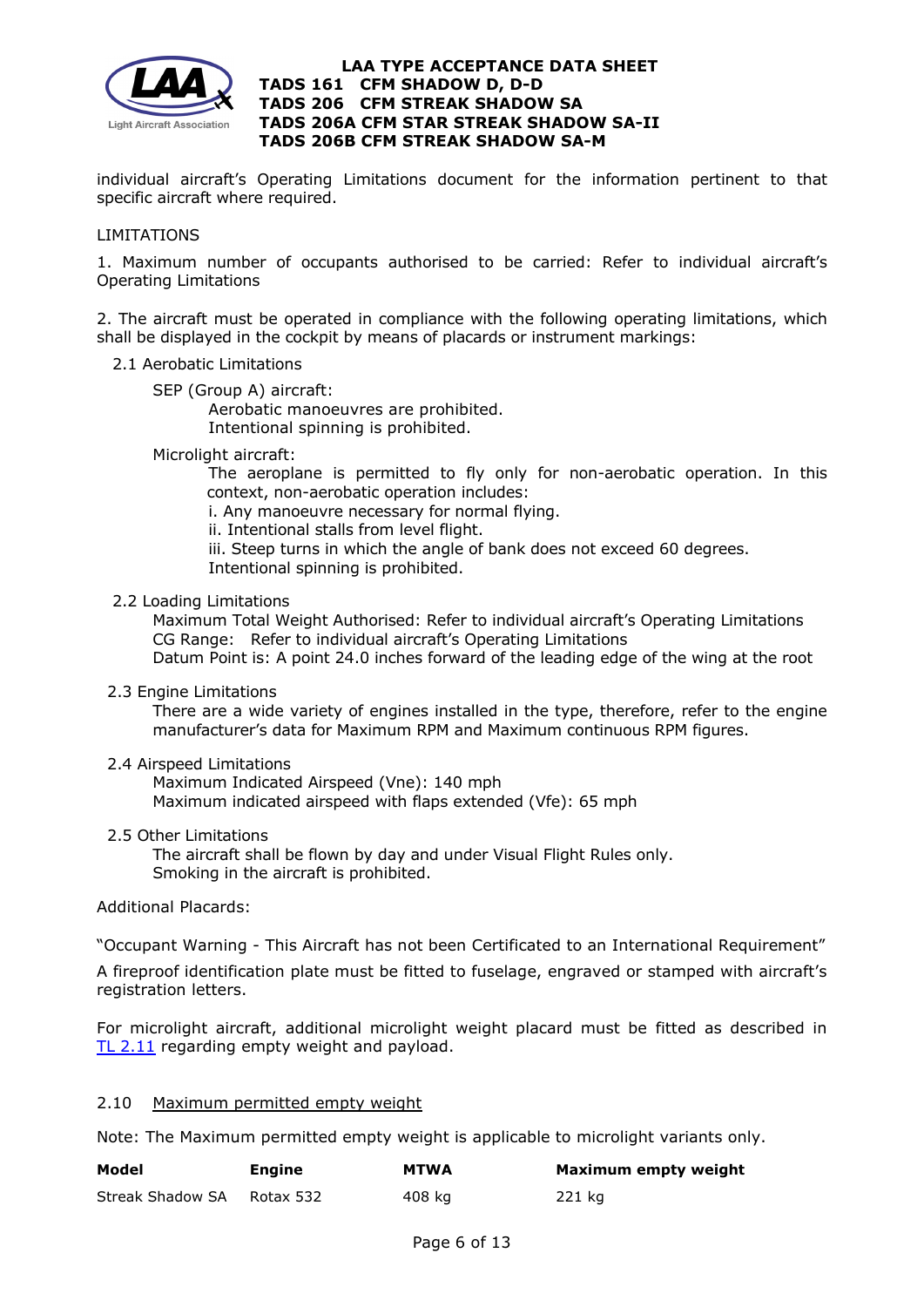individual aircraft's Operating Limitations document for the information pertinent to that specific aircraft where required.

LIMITATIONS

1. Maximum number of occupants authorised to be carried: Refer to individual aircraft's Operating Limitations

2. The aircraft must be operated in compliance with the following operating limitations, which shall be displayed in the cockpit by means of placards or instrument markings:

2.1 Aerobatic Limitations

SEP (Group A) aircraft:

Aerobatic manoeuvres are prohibited.
Intentional spinning is prohibited.

Microlight aircraft:

The aeroplane is permitted to fly only for non-aerobatic operation. In this context, non-aerobatic operation includes:
i. Any manoeuvre necessary for normal flying.
ii. Intentional stalls from level flight.
iii. Steep turns in which the angle of bank does not exceed 60 degrees.
Intentional spinning is prohibited.

2.2 Loading Limitations

Maximum Total Weight Authorised: Refer to individual aircraft's Operating Limitations
CG Range: Refer to individual aircraft's Operating Limitations
Datum Point is: A point 24.0 inches forward of the leading edge of the wing at the root

2.3 Engine Limitations

There are a wide variety of engines installed in the type, therefore, refer to the engine manufacturer's data for Maximum RPM and Maximum continuous RPM figures.

2.4 Airspeed Limitations

Maximum Indicated Airspeed (Vne): 140 mph
Maximum indicated airspeed with flaps extended (Vfe): 65 mph

2.5 Other Limitations

The aircraft shall be flown by day and under Visual Flight Rules only.
Smoking in the aircraft is prohibited.

Additional Placards:

"Occupant Warning - This Aircraft has not been Certificated to an International Requirement"

A fireproof identification plate must be fitted to fuselage, engraved or stamped with aircraft's registration letters.

For microlight aircraft, additional microlight weight placard must be fitted as described in TL 2.11 regarding empty weight and payload.

## 2.10 Maximum permitted empty weight

Note: The Maximum permitted empty weight is applicable to microlight variants only.

| Model | Engine | MTWA | Maximum empty weight |
|---|---|---|---|
| Streak Shadow SA | Rotax 532 | 408 kg | 221 kg |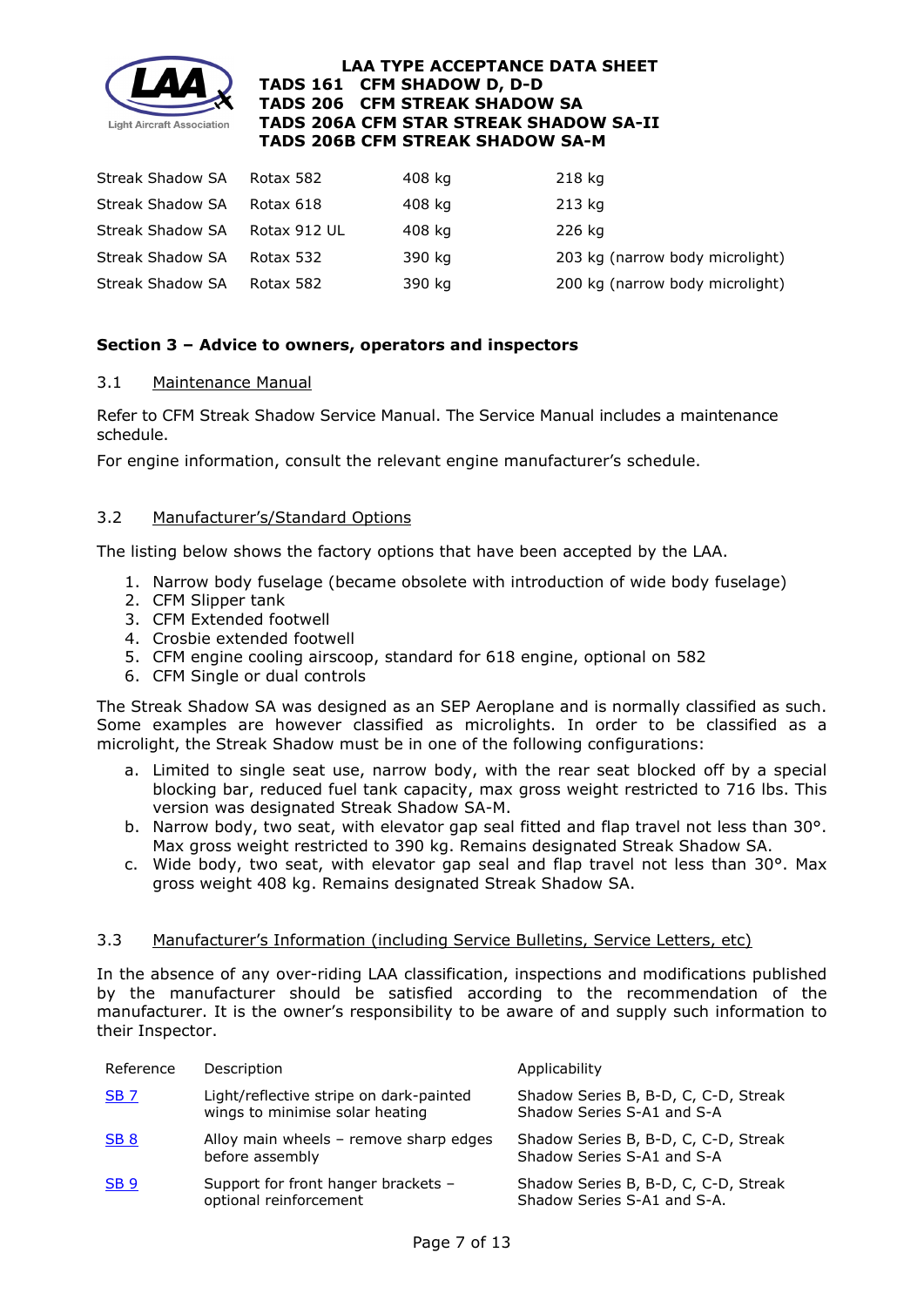| | | | |
|---|---|---|---|
| Streak Shadow SA | Rotax 582 | 408 kg | 218 kg |
| Streak Shadow SA | Rotax 618 | 408 kg | 213 kg |
| Streak Shadow SA | Rotax 912 UL | 408 kg | 226 kg |
| Streak Shadow SA | Rotax 532 | 390 kg | 203 kg (narrow body microlight) |
| Streak Shadow SA | Rotax 582 | 390 kg | 200 kg (narrow body microlight) |

## Section 3 – Advice to owners, operators and inspectors

### 3.1 Maintenance Manual

Refer to CFM Streak Shadow Service Manual. The Service Manual includes a maintenance schedule.

For engine information, consult the relevant engine manufacturer's schedule.

### 3.2 Manufacturer's/Standard Options

The listing below shows the factory options that have been accepted by the LAA.

1. Narrow body fuselage (became obsolete with introduction of wide body fuselage)
2. CFM Slipper tank
3. CFM Extended footwell
4. Crosbie extended footwell
5. CFM engine cooling airscoop, standard for 618 engine, optional on 582
6. CFM Single or dual controls

The Streak Shadow SA was designed as an SEP Aeroplane and is normally classified as such. Some examples are however classified as microlights. In order to be classified as a microlight, the Streak Shadow must be in one of the following configurations:

a. Limited to single seat use, narrow body, with the rear seat blocked off by a special blocking bar, reduced fuel tank capacity, max gross weight restricted to 716 lbs. This version was designated Streak Shadow SA-M.
b. Narrow body, two seat, with elevator gap seal fitted and flap travel not less than 30°. Max gross weight restricted to 390 kg. Remains designated Streak Shadow SA.
c. Wide body, two seat, with elevator gap seal and flap travel not less than 30°. Max gross weight 408 kg. Remains designated Streak Shadow SA.

### 3.3 Manufacturer's Information (including Service Bulletins, Service Letters, etc)

In the absence of any over-riding LAA classification, inspections and modifications published by the manufacturer should be satisfied according to the recommendation of the manufacturer. It is the owner's responsibility to be aware of and supply such information to their Inspector.

| Reference | Description | Applicability |
|---|---|---|
| SB 7 | Light/reflective stripe on dark-painted wings to minimise solar heating | Shadow Series B, B-D, C, C-D, Streak Shadow Series S-A1 and S-A |
| SB 8 | Alloy main wheels – remove sharp edges before assembly | Shadow Series B, B-D, C, C-D, Streak Shadow Series S-A1 and S-A |
| SB 9 | Support for front hanger brackets – optional reinforcement | Shadow Series B, B-D, C, C-D, Streak Shadow Series S-A1 and S-A. |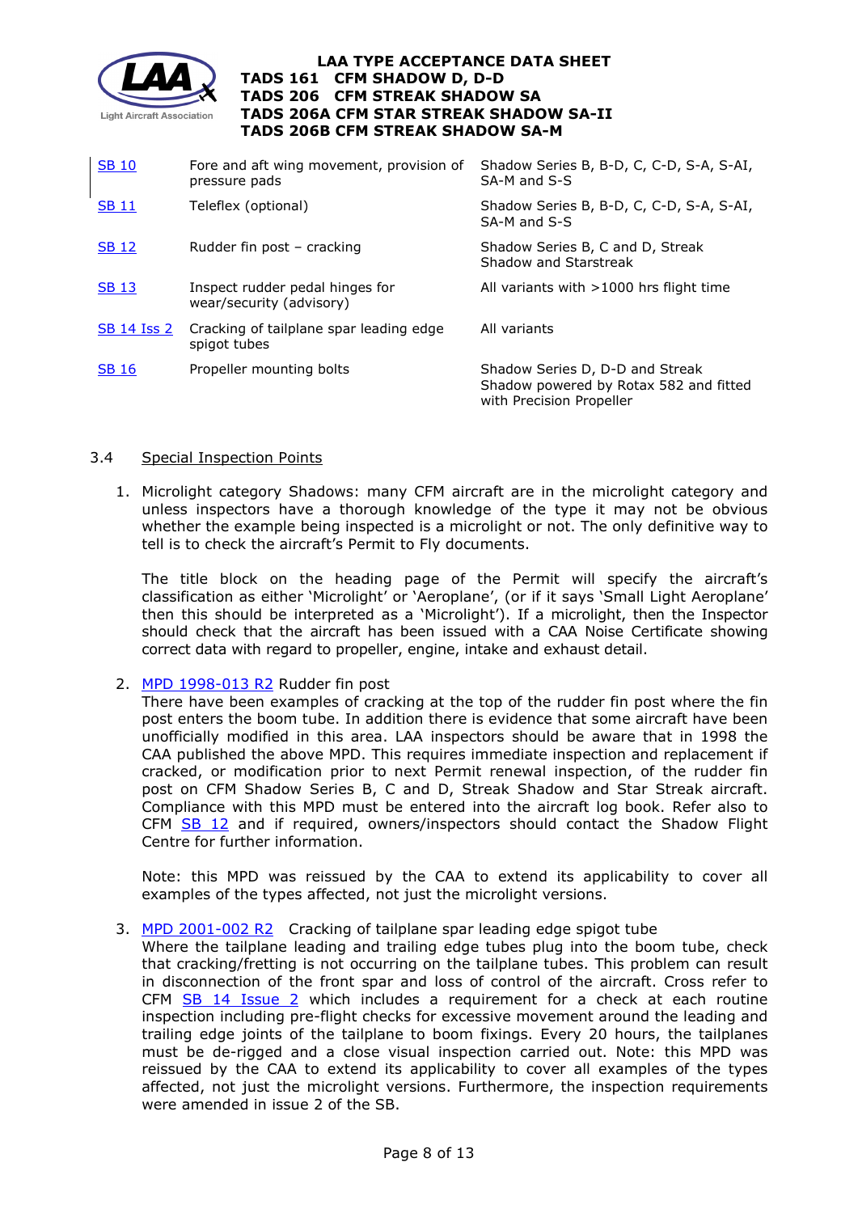| | | |
|---|---|---|
| SB 10 | Fore and aft wing movement, provision of pressure pads | Shadow Series B, B-D, C, C-D, S-A, S-AI, SA-M and S-S |
| SB 11 | Teleflex (optional) | Shadow Series B, B-D, C, C-D, S-A, S-AI, SA-M and S-S |
| SB 12 | Rudder fin post – cracking | Shadow Series B, C and D, Streak Shadow and Starstreak |
| SB 13 | Inspect rudder pedal hinges for wear/security (advisory) | All variants with >1000 hrs flight time |
| SB 14 Iss 2 | Cracking of tailplane spar leading edge spigot tubes | All variants |
| SB 16 | Propeller mounting bolts | Shadow Series D, D-D and Streak Shadow powered by Rotax 582 and fitted with Precision Propeller |

### 3.4 Special Inspection Points

1. Microlight category Shadows: many CFM aircraft are in the microlight category and unless inspectors have a thorough knowledge of the type it may not be obvious whether the example being inspected is a microlight or not. The only definitive way to tell is to check the aircraft's Permit to Fly documents.

   The title block on the heading page of the Permit will specify the aircraft's classification as either 'Microlight' or 'Aeroplane', (or if it says 'Small Light Aeroplane' then this should be interpreted as a 'Microlight'). If a microlight, then the Inspector should check that the aircraft has been issued with a CAA Noise Certificate showing correct data with regard to propeller, engine, intake and exhaust detail.

2. MPD 1998-013 R2 Rudder fin post
   There have been examples of cracking at the top of the rudder fin post where the fin post enters the boom tube. In addition there is evidence that some aircraft have been unofficially modified in this area. LAA inspectors should be aware that in 1998 the CAA published the above MPD. This requires immediate inspection and replacement if cracked, or modification prior to next Permit renewal inspection, of the rudder fin post on CFM Shadow Series B, C and D, Streak Shadow and Star Streak aircraft. Compliance with this MPD must be entered into the aircraft log book. Refer also to CFM SB 12 and if required, owners/inspectors should contact the Shadow Flight Centre for further information.

   Note: this MPD was reissued by the CAA to extend its applicability to cover all examples of the types affected, not just the microlight versions.

3. MPD 2001-002 R2 Cracking of tailplane spar leading edge spigot tube
   Where the tailplane leading and trailing edge tubes plug into the boom tube, check that cracking/fretting is not occurring on the tailplane tubes. This problem can result in disconnection of the front spar and loss of control of the aircraft. Cross refer to CFM SB 14 Issue 2 which includes a requirement for a check at each routine inspection including pre-flight checks for excessive movement around the leading and trailing edge joints of the tailplane to boom fixings. Every 20 hours, the tailplanes must be de-rigged and a close visual inspection carried out. Note: this MPD was reissued by the CAA to extend its applicability to cover all examples of the types affected, not just the microlight versions. Furthermore, the inspection requirements were amended in issue 2 of the SB.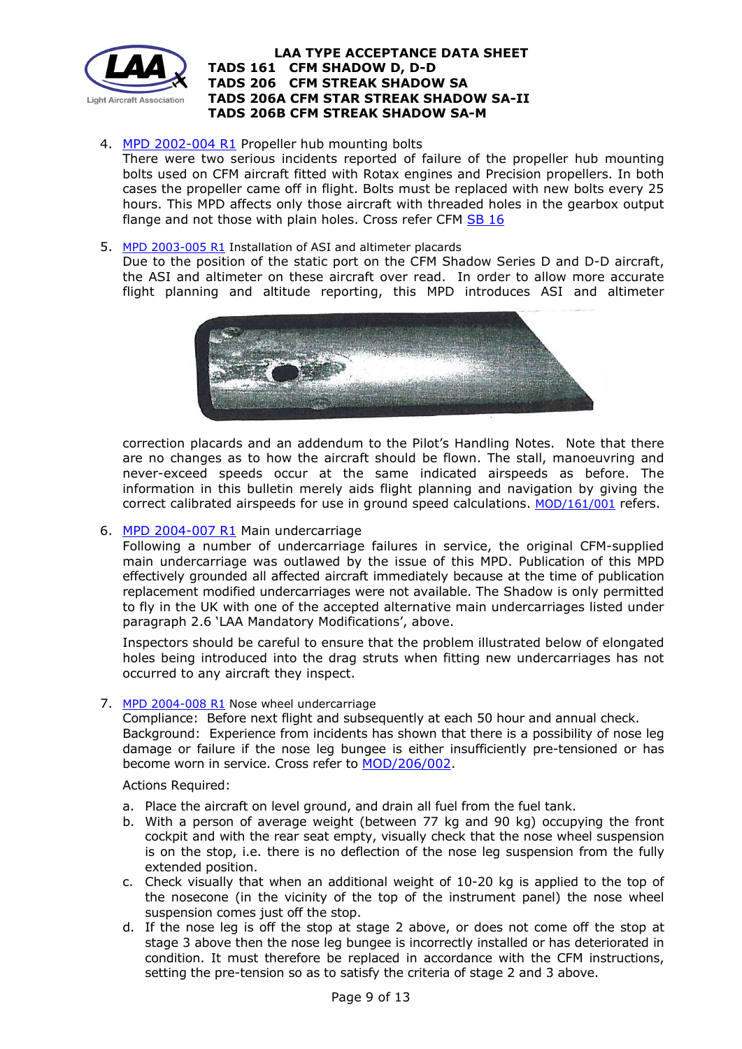4. [MPD 2002-004 R1](MPD 2002-004 R1) Propeller hub mounting bolts
   There were two serious incidents reported of failure of the propeller hub mounting bolts used on CFM aircraft fitted with Rotax engines and Precision propellers. In both cases the propeller came off in flight. Bolts must be replaced with new bolts every 25 hours. This MPD affects only those aircraft with threaded holes in the gearbox output flange and not those with plain holes. Cross refer CFM SB 16

5. MPD 2003-005 R1 Installation of ASI and altimeter placards
   Due to the position of the static port on the CFM Shadow Series D and D-D aircraft, the ASI and altimeter on these aircraft over read. In order to allow more accurate flight planning and altitude reporting, this MPD introduces ASI and altimeter correction placards and an addendum to the Pilot's Handling Notes. Note that there are no changes as to how the aircraft should be flown. The stall, manoeuvring and never-exceed speeds occur at the same indicated airspeeds as before. The information in this bulletin merely aids flight planning and navigation by giving the correct calibrated airspeeds for use in ground speed calculations. MOD/161/001 refers.

6. MPD 2004-007 R1 Main undercarriage
   Following a number of undercarriage failures in service, the original CFM-supplied main undercarriage was outlawed by the issue of this MPD. Publication of this MPD effectively grounded all affected aircraft immediately because at the time of publication replacement modified undercarriages were not available. The Shadow is only permitted to fly in the UK with one of the accepted alternative main undercarriages listed under paragraph 2.6 'LAA Mandatory Modifications', above.

   Inspectors should be careful to ensure that the problem illustrated below of elongated holes being introduced into the drag struts when fitting new undercarriages has not occurred to any aircraft they inspect.

7. MPD 2004-008 R1 Nose wheel undercarriage
   Compliance: Before next flight and subsequently at each 50 hour and annual check.
   Background: Experience from incidents has shown that there is a possibility of nose leg damage or failure if the nose leg bungee is either insufficiently pre-tensioned or has become worn in service. Cross refer to MOD/206/002.

   Actions Required:

   a. Place the aircraft on level ground, and drain all fuel from the fuel tank.
   b. With a person of average weight (between 77 kg and 90 kg) occupying the front cockpit and with the rear seat empty, visually check that the nose wheel suspension is on the stop, i.e. there is no deflection of the nose leg suspension from the fully extended position.
   c. Check visually that when an additional weight of 10-20 kg is applied to the top of the nosecone (in the vicinity of the top of the instrument panel) the nose wheel suspension comes just off the stop.
   d. If the nose leg is off the stop at stage 2 above, or does not come off the stop at stage 3 above then the nose leg bungee is incorrectly installed or has deteriorated in condition. It must therefore be replaced in accordance with the CFM instructions, setting the pre-tension so as to satisfy the criteria of stage 2 and 3 above.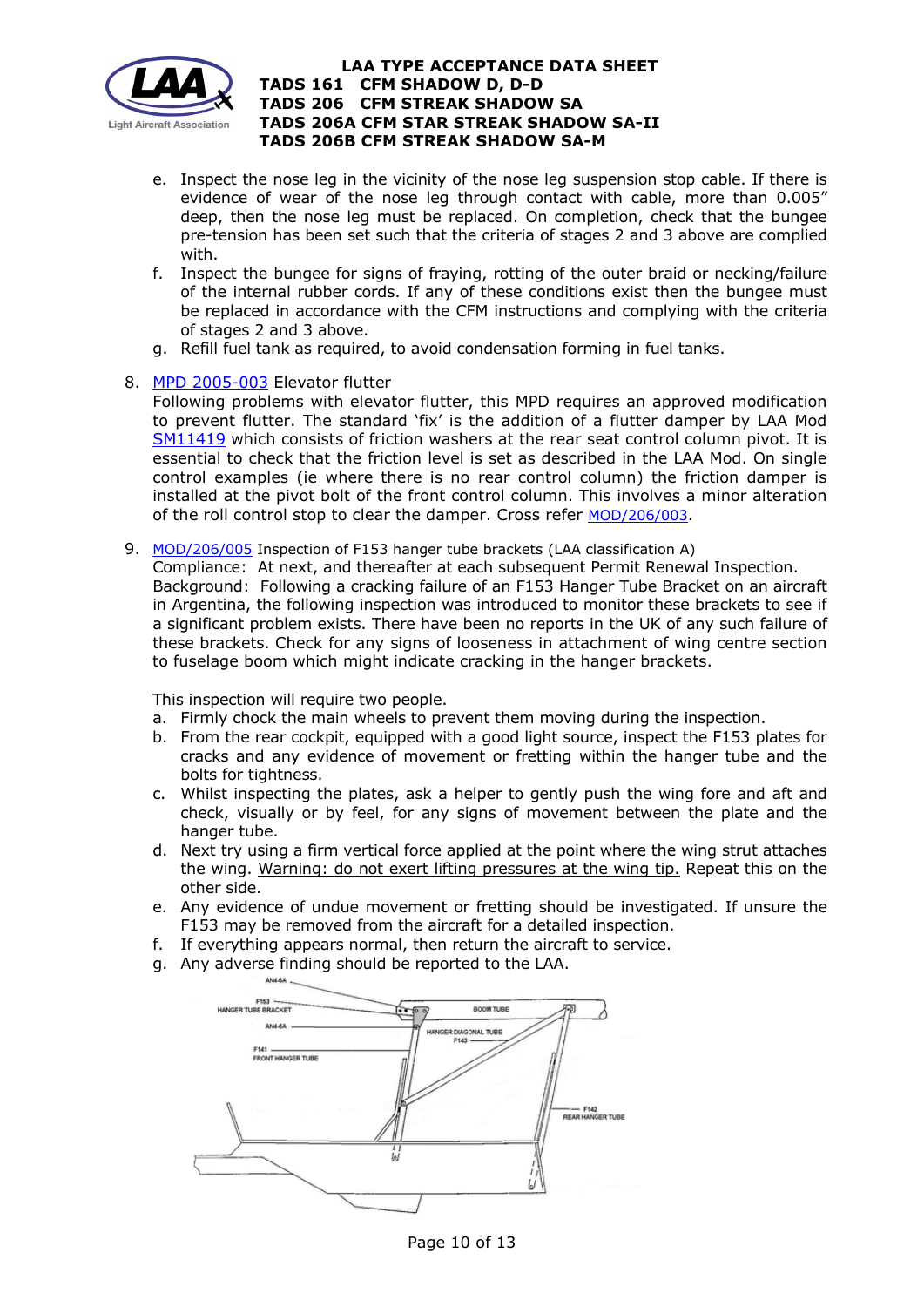e. Inspect the nose leg in the vicinity of the nose leg suspension stop cable. If there is evidence of wear of the nose leg through contact with cable, more than 0.005" deep, then the nose leg must be replaced. On completion, check that the bungee pre-tension has been set such that the criteria of stages 2 and 3 above are complied with.
f. Inspect the bungee for signs of fraying, rotting of the outer braid or necking/failure of the internal rubber cords. If any of these conditions exist then the bungee must be replaced in accordance with the CFM instructions and complying with the criteria of stages 2 and 3 above.
g. Refill fuel tank as required, to avoid condensation forming in fuel tanks.

8. MPD 2005-003 Elevator flutter
   Following problems with elevator flutter, this MPD requires an approved modification to prevent flutter. The standard 'fix' is the addition of a flutter damper by LAA Mod SM11419 which consists of friction washers at the rear seat control column pivot. It is essential to check that the friction level is set as described in the LAA Mod. On single control examples (ie where there is no rear control column) the friction damper is installed at the pivot bolt of the front control column. This involves a minor alteration of the roll control stop to clear the damper. Cross refer MOD/206/003.

9. MOD/206/005 Inspection of F153 hanger tube brackets (LAA classification A)
   Compliance: At next, and thereafter at each subsequent Permit Renewal Inspection.
   Background: Following a cracking failure of an F153 Hanger Tube Bracket on an aircraft in Argentina, the following inspection was introduced to monitor these brackets to see if a significant problem exists. There have been no reports in the UK of any such failure of these brackets. Check for any signs of looseness in attachment of wing centre section to fuselage boom which might indicate cracking in the hanger brackets.

   This inspection will require two people.
   a. Firmly chock the main wheels to prevent them moving during the inspection.
   b. From the rear cockpit, equipped with a good light source, inspect the F153 plates for cracks and any evidence of movement or fretting within the hanger tube and the bolts for tightness.
   c. Whilst inspecting the plates, ask a helper to gently push the wing fore and aft and check, visually or by feel, for any signs of movement between the plate and the hanger tube.
   d. Next try using a firm vertical force applied at the point where the wing strut attaches the wing. <u>Warning: do not exert lifting pressures at the wing tip.</u> Repeat this on the other side.
   e. Any evidence of undue movement or fretting should be investigated. If unsure the F153 may be removed from the aircraft for a detailed inspection.
   f. If everything appears normal, then return the aircraft to service.
   g. Any adverse finding should be reported to the LAA.

AN4-5A
F153 HANGER TUBE BRACKET
AN4-6A
F141 FRONT HANGER TUBE
BOOM TUBE
HANGER DIAGONAL TUBE F143
F142 REAR HANGER TUBE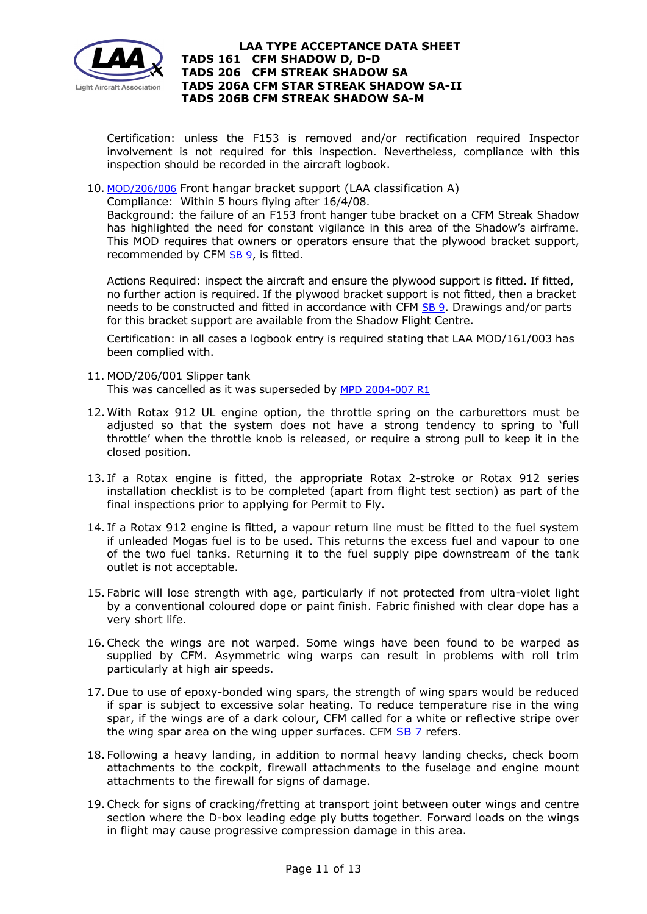Certification: unless the F153 is removed and/or rectification required Inspector involvement is not required for this inspection. Nevertheless, compliance with this inspection should be recorded in the aircraft logbook.

10. MOD/206/006 Front hangar bracket support (LAA classification A)
    Compliance: Within 5 hours flying after 16/4/08.
    Background: the failure of an F153 front hanger tube bracket on a CFM Streak Shadow has highlighted the need for constant vigilance in this area of the Shadow's airframe. This MOD requires that owners or operators ensure that the plywood bracket support, recommended by CFM SB 9, is fitted.

    Actions Required: inspect the aircraft and ensure the plywood support is fitted. If fitted, no further action is required. If the plywood bracket support is not fitted, then a bracket needs to be constructed and fitted in accordance with CFM SB 9. Drawings and/or parts for this bracket support are available from the Shadow Flight Centre.

    Certification: in all cases a logbook entry is required stating that LAA MOD/161/003 has been complied with.

11. MOD/206/001 Slipper tank
    This was cancelled as it was superseded by MPD 2004-007 R1

12. With Rotax 912 UL engine option, the throttle spring on the carburettors must be adjusted so that the system does not have a strong tendency to spring to 'full throttle' when the throttle knob is released, or require a strong pull to keep it in the closed position.

13. If a Rotax engine is fitted, the appropriate Rotax 2-stroke or Rotax 912 series installation checklist is to be completed (apart from flight test section) as part of the final inspections prior to applying for Permit to Fly.

14. If a Rotax 912 engine is fitted, a vapour return line must be fitted to the fuel system if unleaded Mogas fuel is to be used. This returns the excess fuel and vapour to one of the two fuel tanks. Returning it to the fuel supply pipe downstream of the tank outlet is not acceptable.

15. Fabric will lose strength with age, particularly if not protected from ultra-violet light by a conventional coloured dope or paint finish. Fabric finished with clear dope has a very short life.

16. Check the wings are not warped. Some wings have been found to be warped as supplied by CFM. Asymmetric wing warps can result in problems with roll trim particularly at high air speeds.

17. Due to use of epoxy-bonded wing spars, the strength of wing spars would be reduced if spar is subject to excessive solar heating. To reduce temperature rise in the wing spar, if the wings are of a dark colour, CFM called for a white or reflective stripe over the wing spar area on the wing upper surfaces. CFM SB 7 refers.

18. Following a heavy landing, in addition to normal heavy landing checks, check boom attachments to the cockpit, firewall attachments to the fuselage and engine mount attachments to the firewall for signs of damage.

19. Check for signs of cracking/fretting at transport joint between outer wings and centre section where the D-box leading edge ply butts together. Forward loads on the wings in flight may cause progressive compression damage in this area.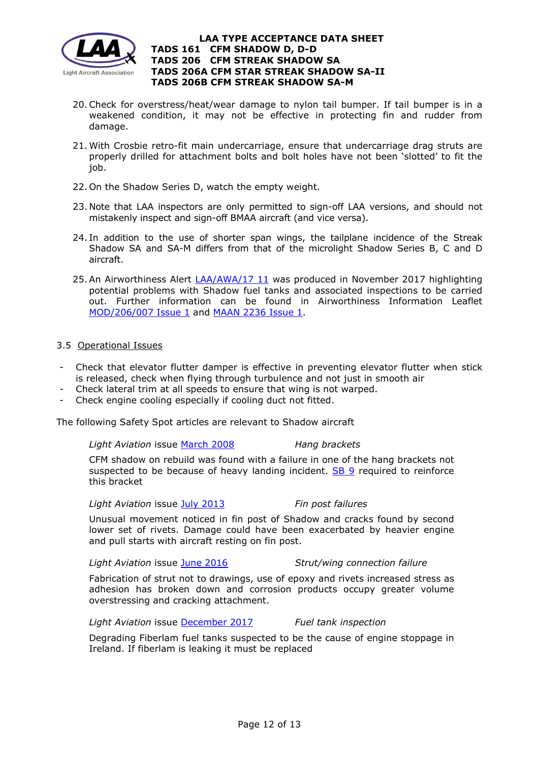20. Check for overstress/heat/wear damage to nylon tail bumper. If tail bumper is in a weakened condition, it may not be effective in protecting fin and rudder from damage.

21. With Crosbie retro-fit main undercarriage, ensure that undercarriage drag struts are properly drilled for attachment bolts and bolt holes have not been 'slotted' to fit the job.

22. On the Shadow Series D, watch the empty weight.

23. Note that LAA inspectors are only permitted to sign-off LAA versions, and should not mistakenly inspect and sign-off BMAA aircraft (and vice versa).

24. In addition to the use of shorter span wings, the tailplane incidence of the Streak Shadow SA and SA-M differs from that of the microlight Shadow Series B, C and D aircraft.

25. An Airworthiness Alert LAA/AWA/17 11 was produced in November 2017 highlighting potential problems with Shadow fuel tanks and associated inspections to be carried out. Further information can be found in Airworthiness Information Leaflet MOD/206/007 Issue 1 and MAAN 2236 Issue 1.

3.5 Operational Issues

- Check that elevator flutter damper is effective in preventing elevator flutter when stick is released, check when flying through turbulence and not just in smooth air
- Check lateral trim at all speeds to ensure that wing is not warped.
- Check engine cooling especially if cooling duct not fitted.

The following Safety Spot articles are relevant to Shadow aircraft

*Light Aviation* issue March 2008 *Hang brackets*

CFM shadow on rebuild was found with a failure in one of the hang brackets not suspected to be because of heavy landing incident. SB 9 required to reinforce this bracket

*Light Aviation* issue July 2013 *Fin post failures*

Unusual movement noticed in fin post of Shadow and cracks found by second lower set of rivets. Damage could have been exacerbated by heavier engine and pull starts with aircraft resting on fin post.

*Light Aviation* issue June 2016 *Strut/wing connection failure*

Fabrication of strut not to drawings, use of epoxy and rivets increased stress as adhesion has broken down and corrosion products occupy greater volume overstressing and cracking attachment.

*Light Aviation* issue December 2017 *Fuel tank inspection*

Degrading Fiberlam fuel tanks suspected to be the cause of engine stoppage in Ireland. If fiberlam is leaking it must be replaced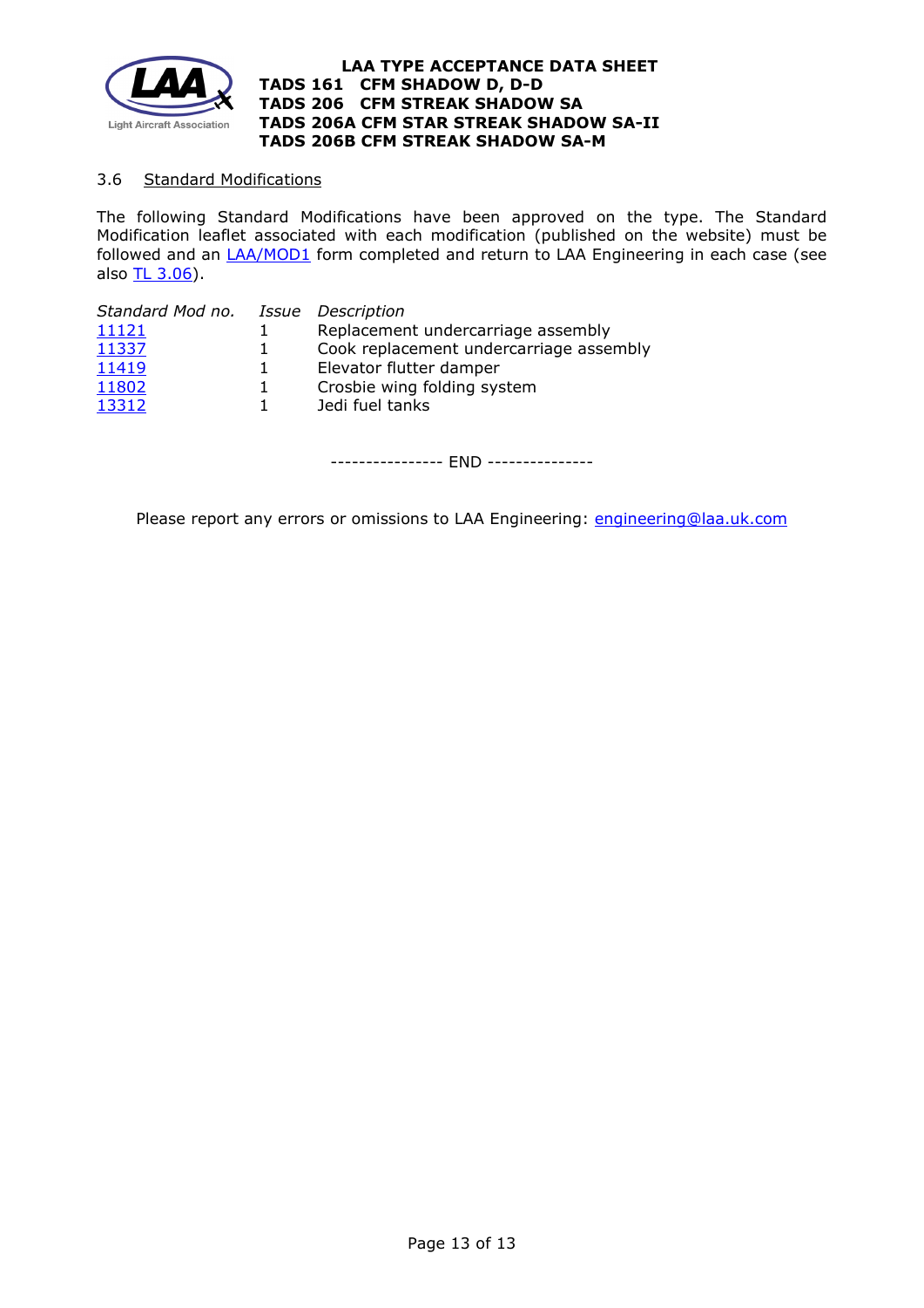### 3.6 Standard Modifications

The following Standard Modifications have been approved on the type. The Standard Modification leaflet associated with each modification (published on the website) must be followed and an LAA/MOD1 form completed and return to LAA Engineering in each case (see also TL 3.06).

| *Standard Mod no.* | *Issue* | *Description* |
| --- | --- | --- |
| 11121 | 1 | Replacement undercarriage assembly |
| 11337 | 1 | Cook replacement undercarriage assembly |
| 11419 | 1 | Elevator flutter damper |
| 11802 | 1 | Crosbie wing folding system |
| 13312 | 1 | Jedi fuel tanks |

---------------- END ---------------

Please report any errors or omissions to LAA Engineering: engineering@laa.uk.com